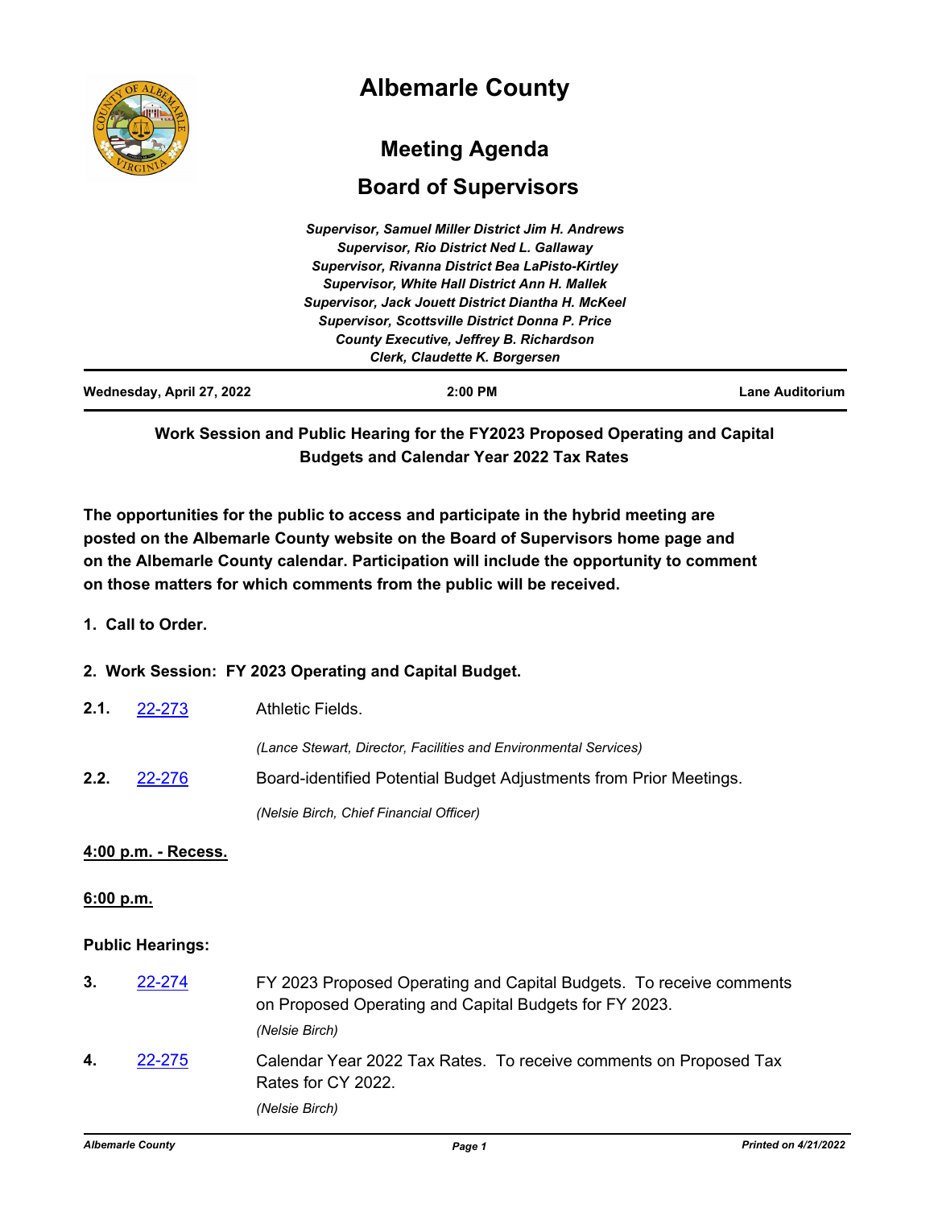# Albemarle County

## Meeting Agenda

## Board of Supervisors

*Supervisor, Samuel Miller District Jim H. Andrews*
*Supervisor, Rio District Ned L. Gallaway*
*Supervisor, Rivanna District Bea LaPisto-Kirtley*
*Supervisor, White Hall District Ann H. Mallek*
*Supervisor, Jack Jouett District Diantha H. McKeel*
*Supervisor, Scottsville District Donna P. Price*
*County Executive, Jeffrey B. Richardson*
*Clerk, Claudette K. Borgersen*

**Wednesday, April 27, 2022** | **2:00 PM** | **Lane Auditorium**

**Work Session and Public Hearing for the FY2023 Proposed Operating and Capital Budgets and Calendar Year 2022 Tax Rates**

**The opportunities for the public to access and participate in the hybrid meeting are posted on the Albemarle County website on the Board of Supervisors home page and on the Albemarle County calendar. Participation will include the opportunity to comment on those matters for which comments from the public will be received.**

**1. Call to Order.**

**2. Work Session: FY 2023 Operating and Capital Budget.**

**2.1.** 22-273 Athletic Fields.

*(Lance Stewart, Director, Facilities and Environmental Services)*

**2.2.** 22-276 Board-identified Potential Budget Adjustments from Prior Meetings.

*(Nelsie Birch, Chief Financial Officer)*

**4:00 p.m. - Recess.**

**6:00 p.m.**

**Public Hearings:**

**3.** 22-274 FY 2023 Proposed Operating and Capital Budgets. To receive comments on Proposed Operating and Capital Budgets for FY 2023.

*(Nelsie Birch)*

**4.** 22-275 Calendar Year 2022 Tax Rates. To receive comments on Proposed Tax Rates for CY 2022.

*(Nelsie Birch)*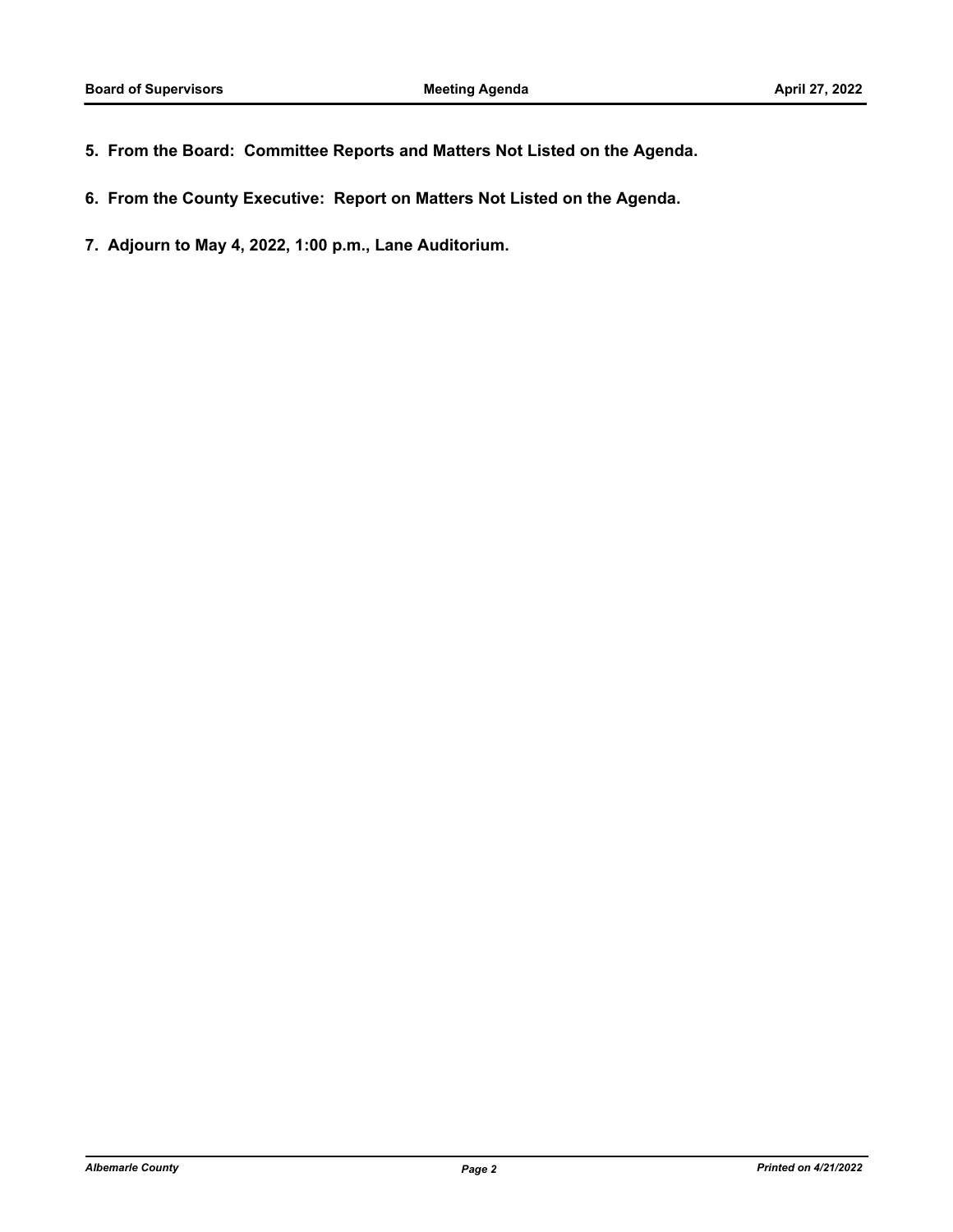**5. From the Board: Committee Reports and Matters Not Listed on the Agenda.**

**6. From the County Executive: Report on Matters Not Listed on the Agenda.**

**7. Adjourn to May 4, 2022, 1:00 p.m., Lane Auditorium.**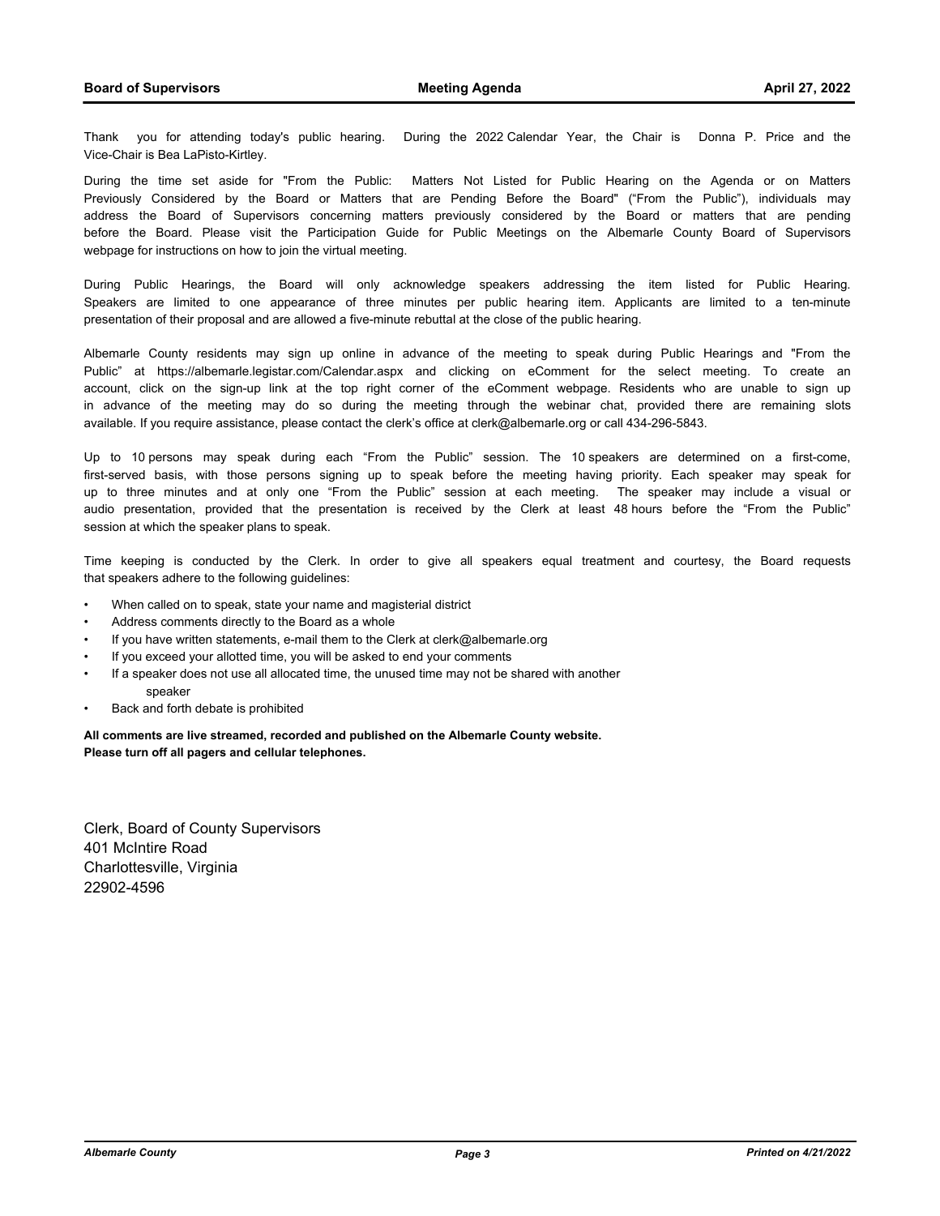Thank you for attending today's public hearing. During the 2022 Calendar Year, the Chair is Donna P. Price and the Vice-Chair is Bea LaPisto-Kirtley.

During the time set aside for "From the Public: Matters Not Listed for Public Hearing on the Agenda or on Matters Previously Considered by the Board or Matters that are Pending Before the Board" ("From the Public"), individuals may address the Board of Supervisors concerning matters previously considered by the Board or matters that are pending before the Board. Please visit the Participation Guide for Public Meetings on the Albemarle County Board of Supervisors webpage for instructions on how to join the virtual meeting.

During Public Hearings, the Board will only acknowledge speakers addressing the item listed for Public Hearing. Speakers are limited to one appearance of three minutes per public hearing item. Applicants are limited to a ten-minute presentation of their proposal and are allowed a five-minute rebuttal at the close of the public hearing.

Albemarle County residents may sign up online in advance of the meeting to speak during Public Hearings and "From the Public" at https://albemarle.legistar.com/Calendar.aspx and clicking on eComment for the select meeting. To create an account, click on the sign-up link at the top right corner of the eComment webpage. Residents who are unable to sign up in advance of the meeting may do so during the meeting through the webinar chat, provided there are remaining slots available. If you require assistance, please contact the clerk's office at clerk@albemarle.org or call 434-296-5843.

Up to 10 persons may speak during each "From the Public" session. The 10 speakers are determined on a first-come, first-served basis, with those persons signing up to speak before the meeting having priority. Each speaker may speak for up to three minutes and at only one "From the Public" session at each meeting. The speaker may include a visual or audio presentation, provided that the presentation is received by the Clerk at least 48 hours before the "From the Public" session at which the speaker plans to speak.

Time keeping is conducted by the Clerk. In order to give all speakers equal treatment and courtesy, the Board requests that speakers adhere to the following guidelines:

- When called on to speak, state your name and magisterial district
- Address comments directly to the Board as a whole
- If you have written statements, e-mail them to the Clerk at clerk@albemarle.org
- If you exceed your allotted time, you will be asked to end your comments
- If a speaker does not use all allocated time, the unused time may not be shared with another speaker
- Back and forth debate is prohibited

**All comments are live streamed, recorded and published on the Albemarle County website.**
**Please turn off all pagers and cellular telephones.**

Clerk, Board of County Supervisors
401 McIntire Road
Charlottesville, Virginia
22902-4596